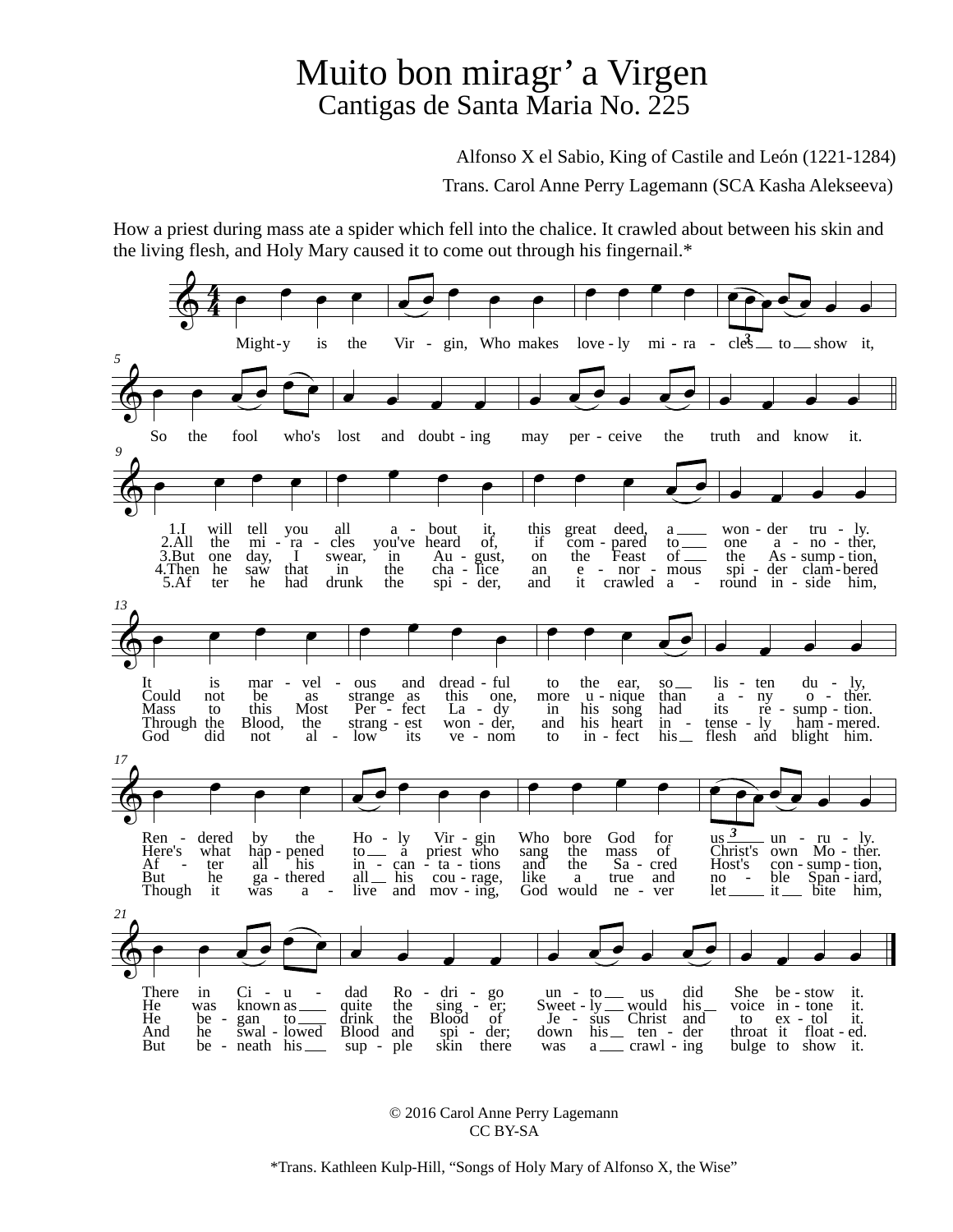# Muito bon miragr' a Virgen

## Cantigas de Santa Maria No. 225

Alfonso X el Sabio, King of Castile and León (1221-1284)

Trans. Carol Anne Perry Lagemann (SCA Kasha Alekseeva)

How a priest during mass ate a spider which fell into the chalice. It crawled about between his skin and the living flesh, and Holy Mary caused it to come out through his fingernail.*

Might-y is the Vir-gin, Who makes love-ly mi-ra-cles to show it,
So the fool who's lost and doubt-ing may per-ceive the truth and know it.

1. I will tell you all a-bout it, this great deed, a won-der tru-ly.
It is mar-vel-ous and dread-ful to the ear, so lis-ten du-ly,
Ren-dered by the Ho-ly Vir-gin Who bore God for us un-ru-ly.
There in Ci-u-dad Ro-dri-go un-to us did She be-stow it.

2. All the mi-ra-cles you've heard of, if com-pared to one a-no-ther,
Could not be as strange as this one, more u-nique than a-ny o-ther.
Here's what hap-pened to a priest who sang the mass of Christ's own Mo-ther.
He was known as quite the sing-er; Sweet-ly would his voice in-tone it.

3. But one day, I swear, in Au-gust, on the Feast of the As-sump-tion,
Mass to this Most Per-fect La-dy in his song had its re-sump-tion.
Af-ter all his in-can-ta-tions and the Sa-cred Host's con-sump-tion,
He be-gan to drink the Blood of Je-sus Christ and to ex-tol it.

4. Then he saw that in the cha-lice an e-nor-mous spi-der clam-bered
Through the Blood, the strang-est won-der, and his heart in-tense-ly ham-mered.
But he ga-thered all his cou-rage, like a true and no-ble Span-iard,
And he swal-lowed Blood and spi-der; down his ten-der throat it float-ed.

5. Af-ter he had drunk the spi-der, and it crawled a-round in-side him,
God did not al-low its ve-nom to in-fect his flesh and blight him.
Though it was a-live and mov-ing, God would ne-ver let it bite him,
But be-neath his sup-ple skin there was a crawl-ing bulge to show it.

© 2016 Carol Anne Perry Lagemann
CC BY-SA

*Trans. Kathleen Kulp-Hill, "Songs of Holy Mary of Alfonso X, the Wise"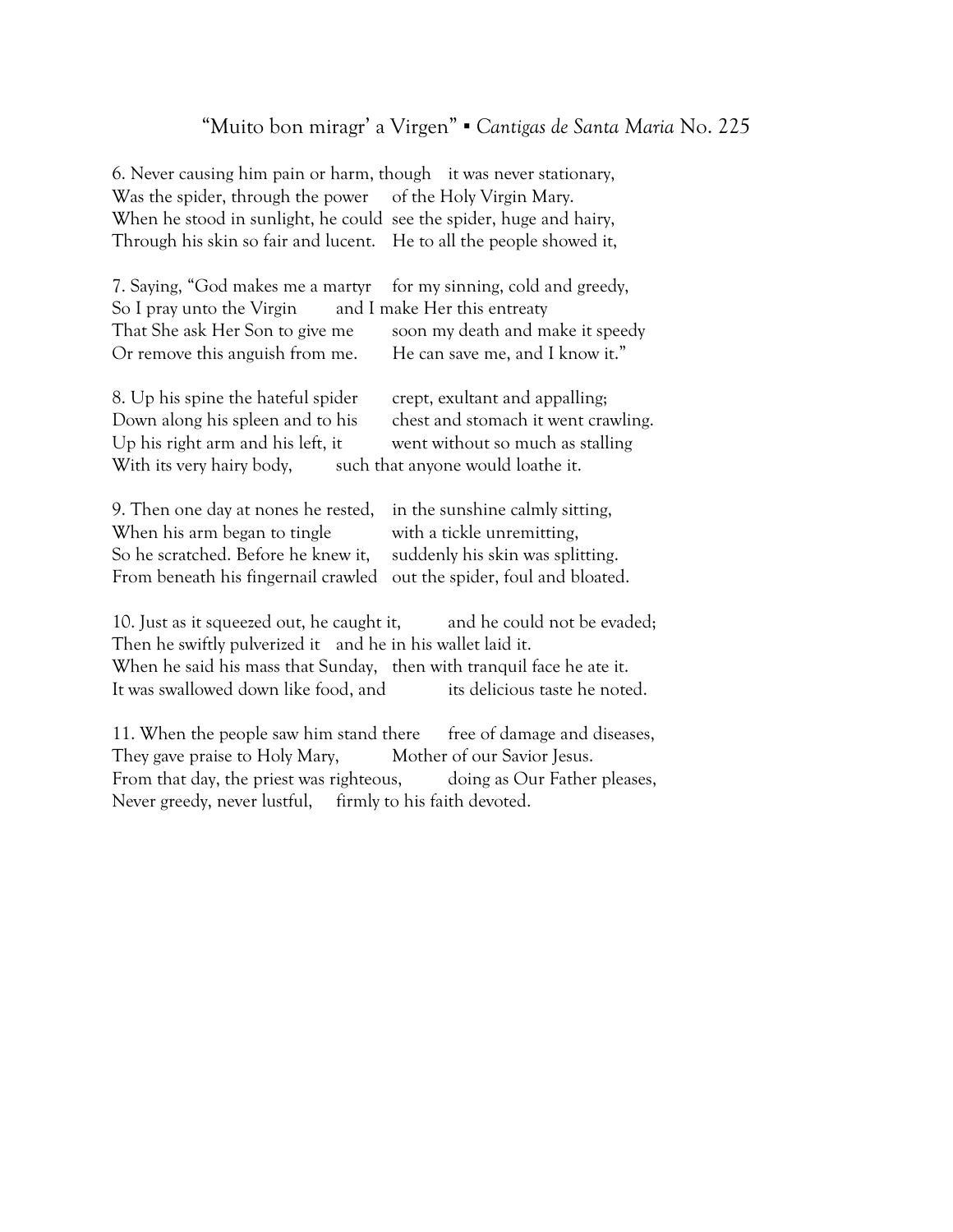"Muito bon miragr' a Virgen" ▪ *Cantigas de Santa Maria* No. 225

6. Never causing him pain or harm, though it was never stationary,
Was the spider, through the power of the Holy Virgin Mary.
When he stood in sunlight, he could see the spider, huge and hairy,
Through his skin so fair and lucent. He to all the people showed it,

7. Saying, "God makes me a martyr for my sinning, cold and greedy,
So I pray unto the Virgin and I make Her this entreaty
That She ask Her Son to give me soon my death and make it speedy
Or remove this anguish from me. He can save me, and I know it."

8. Up his spine the hateful spider crept, exultant and appalling;
Down along his spleen and to his chest and stomach it went crawling.
Up his right arm and his left, it went without so much as stalling
With its very hairy body, such that anyone would loathe it.

9. Then one day at nones he rested, in the sunshine calmly sitting,
When his arm began to tingle with a tickle unremitting,
So he scratched. Before he knew it, suddenly his skin was splitting.
From beneath his fingernail crawled out the spider, foul and bloated.

10. Just as it squeezed out, he caught it, and he could not be evaded;
Then he swiftly pulverized it and he in his wallet laid it.
When he said his mass that Sunday, then with tranquil face he ate it.
It was swallowed down like food, and its delicious taste he noted.

11. When the people saw him stand there free of damage and diseases,
They gave praise to Holy Mary, Mother of our Savior Jesus.
From that day, the priest was righteous, doing as Our Father pleases,
Never greedy, never lustful, firmly to his faith devoted.